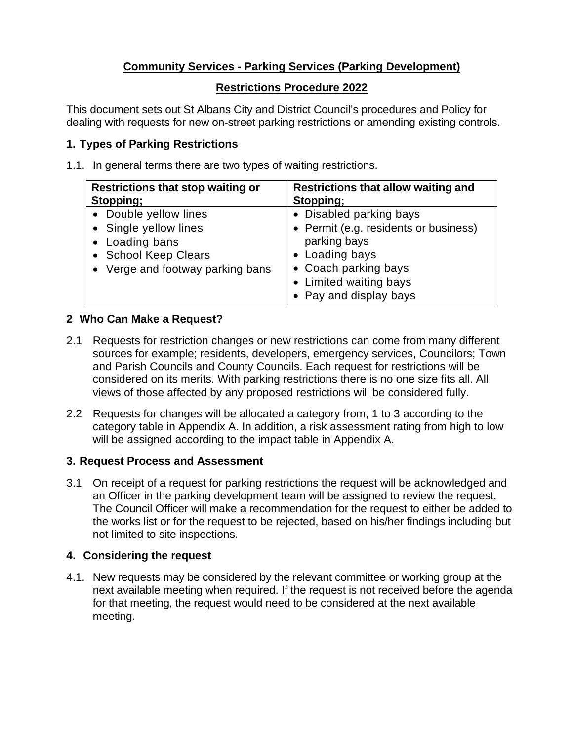**Community Services - Parking Services (Parking Development)**

**Restrictions Procedure 2022**

This document sets out St Albans City and District Council's procedures and Policy for dealing with requests for new on-street parking restrictions or amending existing controls.

## 1. Types of Parking Restrictions

1.1. In general terms there are two types of waiting restrictions.

| Restrictions that stop waiting or Stopping; | Restrictions that allow waiting and Stopping; |
|---|---|
| • Double yellow lines<br>• Single yellow lines<br>• Loading bans<br>• School Keep Clears<br>• Verge and footway parking bans | • Disabled parking bays<br>• Permit (e.g. residents or business) parking bays<br>• Loading bays<br>• Coach parking bays<br>• Limited waiting bays<br>• Pay and display bays |

## 2 Who Can Make a Request?

2.1 Requests for restriction changes or new restrictions can come from many different sources for example; residents, developers, emergency services, Councilors; Town and Parish Councils and County Councils. Each request for restrictions will be considered on its merits. With parking restrictions there is no one size fits all. All views of those affected by any proposed restrictions will be considered fully.

2.2 Requests for changes will be allocated a category from, 1 to 3 according to the category table in Appendix A. In addition, a risk assessment rating from high to low will be assigned according to the impact table in Appendix A.

## 3. Request Process and Assessment

3.1 On receipt of a request for parking restrictions the request will be acknowledged and an Officer in the parking development team will be assigned to review the request. The Council Officer will make a recommendation for the request to either be added to the works list or for the request to be rejected, based on his/her findings including but not limited to site inspections.

## 4. Considering the request

4.1. New requests may be considered by the relevant committee or working group at the next available meeting when required. If the request is not received before the agenda for that meeting, the request would need to be considered at the next available meeting.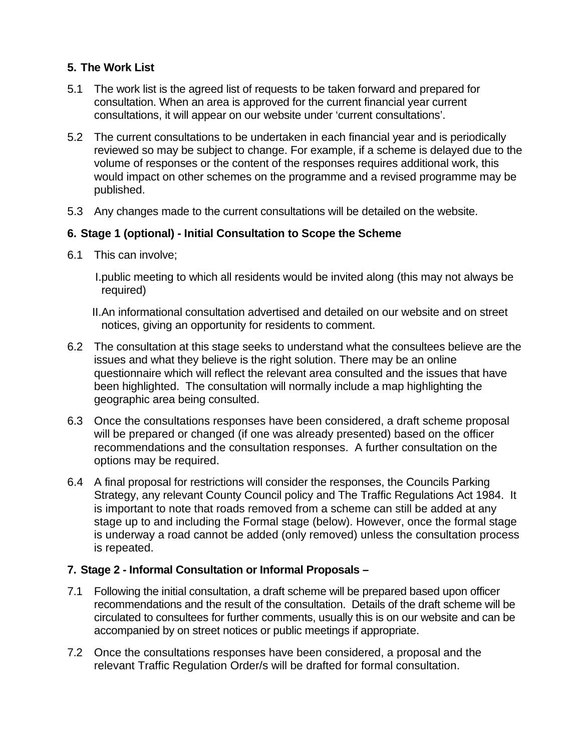## 5. The Work List

5.1 The work list is the agreed list of requests to be taken forward and prepared for consultation. When an area is approved for the current financial year current consultations, it will appear on our website under 'current consultations'.

5.2 The current consultations to be undertaken in each financial year and is periodically reviewed so may be subject to change. For example, if a scheme is delayed due to the volume of responses or the content of the responses requires additional work, this would impact on other schemes on the programme and a revised programme may be published.

5.3 Any changes made to the current consultations will be detailed on the website.

## 6. Stage 1 (optional) - Initial Consultation to Scope the Scheme

6.1 This can involve;

I. public meeting to which all residents would be invited along (this may not always be required)

II. An informational consultation advertised and detailed on our website and on street notices, giving an opportunity for residents to comment.

6.2 The consultation at this stage seeks to understand what the consultees believe are the issues and what they believe is the right solution. There may be an online questionnaire which will reflect the relevant area consulted and the issues that have been highlighted. The consultation will normally include a map highlighting the geographic area being consulted.

6.3 Once the consultations responses have been considered, a draft scheme proposal will be prepared or changed (if one was already presented) based on the officer recommendations and the consultation responses. A further consultation on the options may be required.

6.4 A final proposal for restrictions will consider the responses, the Councils Parking Strategy, any relevant County Council policy and The Traffic Regulations Act 1984. It is important to note that roads removed from a scheme can still be added at any stage up to and including the Formal stage (below). However, once the formal stage is underway a road cannot be added (only removed) unless the consultation process is repeated.

## 7. Stage 2 - Informal Consultation or Informal Proposals –

7.1 Following the initial consultation, a draft scheme will be prepared based upon officer recommendations and the result of the consultation. Details of the draft scheme will be circulated to consultees for further comments, usually this is on our website and can be accompanied by on street notices or public meetings if appropriate.

7.2 Once the consultations responses have been considered, a proposal and the relevant Traffic Regulation Order/s will be drafted for formal consultation.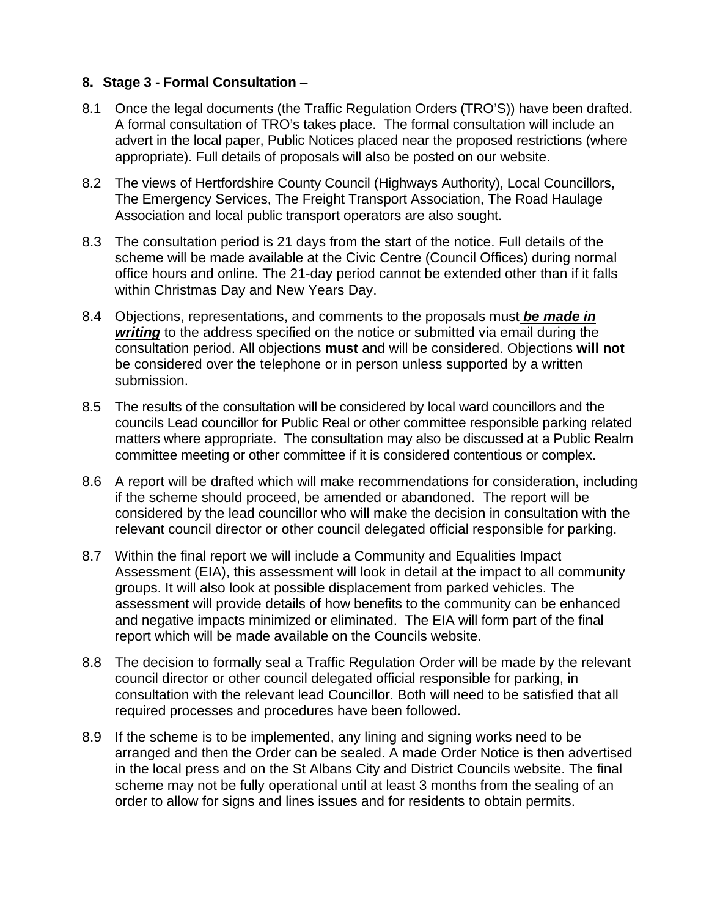## 8. Stage 3 - Formal Consultation –

8.1 Once the legal documents (the Traffic Regulation Orders (TRO'S)) have been drafted. A formal consultation of TRO's takes place. The formal consultation will include an advert in the local paper, Public Notices placed near the proposed restrictions (where appropriate). Full details of proposals will also be posted on our website.

8.2 The views of Hertfordshire County Council (Highways Authority), Local Councillors, The Emergency Services, The Freight Transport Association, The Road Haulage Association and local public transport operators are also sought.

8.3 The consultation period is 21 days from the start of the notice. Full details of the scheme will be made available at the Civic Centre (Council Offices) during normal office hours and online. The 21-day period cannot be extended other than if it falls within Christmas Day and New Years Day.

8.4 Objections, representations, and comments to the proposals must ***be made in writing*** to the address specified on the notice or submitted via email during the consultation period. All objections **must** and will be considered. Objections **will not** be considered over the telephone or in person unless supported by a written submission.

8.5 The results of the consultation will be considered by local ward councillors and the councils Lead councillor for Public Real or other committee responsible parking related matters where appropriate. The consultation may also be discussed at a Public Realm committee meeting or other committee if it is considered contentious or complex.

8.6 A report will be drafted which will make recommendations for consideration, including if the scheme should proceed, be amended or abandoned. The report will be considered by the lead councillor who will make the decision in consultation with the relevant council director or other council delegated official responsible for parking.

8.7 Within the final report we will include a Community and Equalities Impact Assessment (EIA), this assessment will look in detail at the impact to all community groups. It will also look at possible displacement from parked vehicles. The assessment will provide details of how benefits to the community can be enhanced and negative impacts minimized or eliminated. The EIA will form part of the final report which will be made available on the Councils website.

8.8 The decision to formally seal a Traffic Regulation Order will be made by the relevant council director or other council delegated official responsible for parking, in consultation with the relevant lead Councillor. Both will need to be satisfied that all required processes and procedures have been followed.

8.9 If the scheme is to be implemented, any lining and signing works need to be arranged and then the Order can be sealed. A made Order Notice is then advertised in the local press and on the St Albans City and District Councils website. The final scheme may not be fully operational until at least 3 months from the sealing of an order to allow for signs and lines issues and for residents to obtain permits.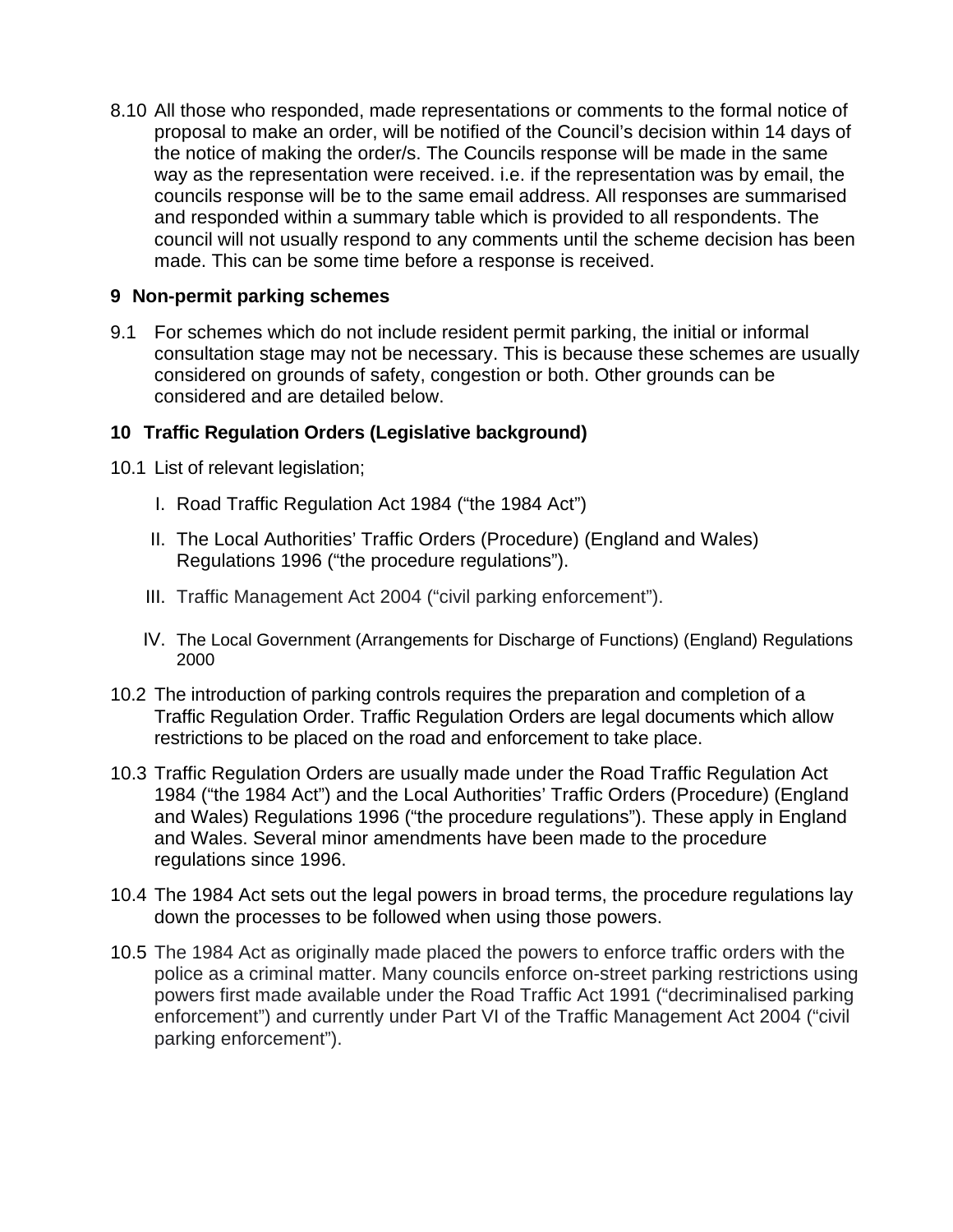8.10 All those who responded, made representations or comments to the formal notice of proposal to make an order, will be notified of the Council's decision within 14 days of the notice of making the order/s. The Councils response will be made in the same way as the representation were received. i.e. if the representation was by email, the councils response will be to the same email address. All responses are summarised and responded within a summary table which is provided to all respondents. The council will not usually respond to any comments until the scheme decision has been made. This can be some time before a response is received.

## 9 Non-permit parking schemes

9.1 For schemes which do not include resident permit parking, the initial or informal consultation stage may not be necessary. This is because these schemes are usually considered on grounds of safety, congestion or both. Other grounds can be considered and are detailed below.

## 10 Traffic Regulation Orders (Legislative background)

10.1 List of relevant legislation;

I. Road Traffic Regulation Act 1984 ("the 1984 Act")

II. The Local Authorities' Traffic Orders (Procedure) (England and Wales) Regulations 1996 ("the procedure regulations").

III. Traffic Management Act 2004 ("civil parking enforcement").

IV. The Local Government (Arrangements for Discharge of Functions) (England) Regulations 2000

10.2 The introduction of parking controls requires the preparation and completion of a Traffic Regulation Order. Traffic Regulation Orders are legal documents which allow restrictions to be placed on the road and enforcement to take place.

10.3 Traffic Regulation Orders are usually made under the Road Traffic Regulation Act 1984 ("the 1984 Act") and the Local Authorities' Traffic Orders (Procedure) (England and Wales) Regulations 1996 ("the procedure regulations"). These apply in England and Wales. Several minor amendments have been made to the procedure regulations since 1996.

10.4 The 1984 Act sets out the legal powers in broad terms, the procedure regulations lay down the processes to be followed when using those powers.

10.5 The 1984 Act as originally made placed the powers to enforce traffic orders with the police as a criminal matter. Many councils enforce on-street parking restrictions using powers first made available under the Road Traffic Act 1991 ("decriminalised parking enforcement") and currently under Part VI of the Traffic Management Act 2004 ("civil parking enforcement").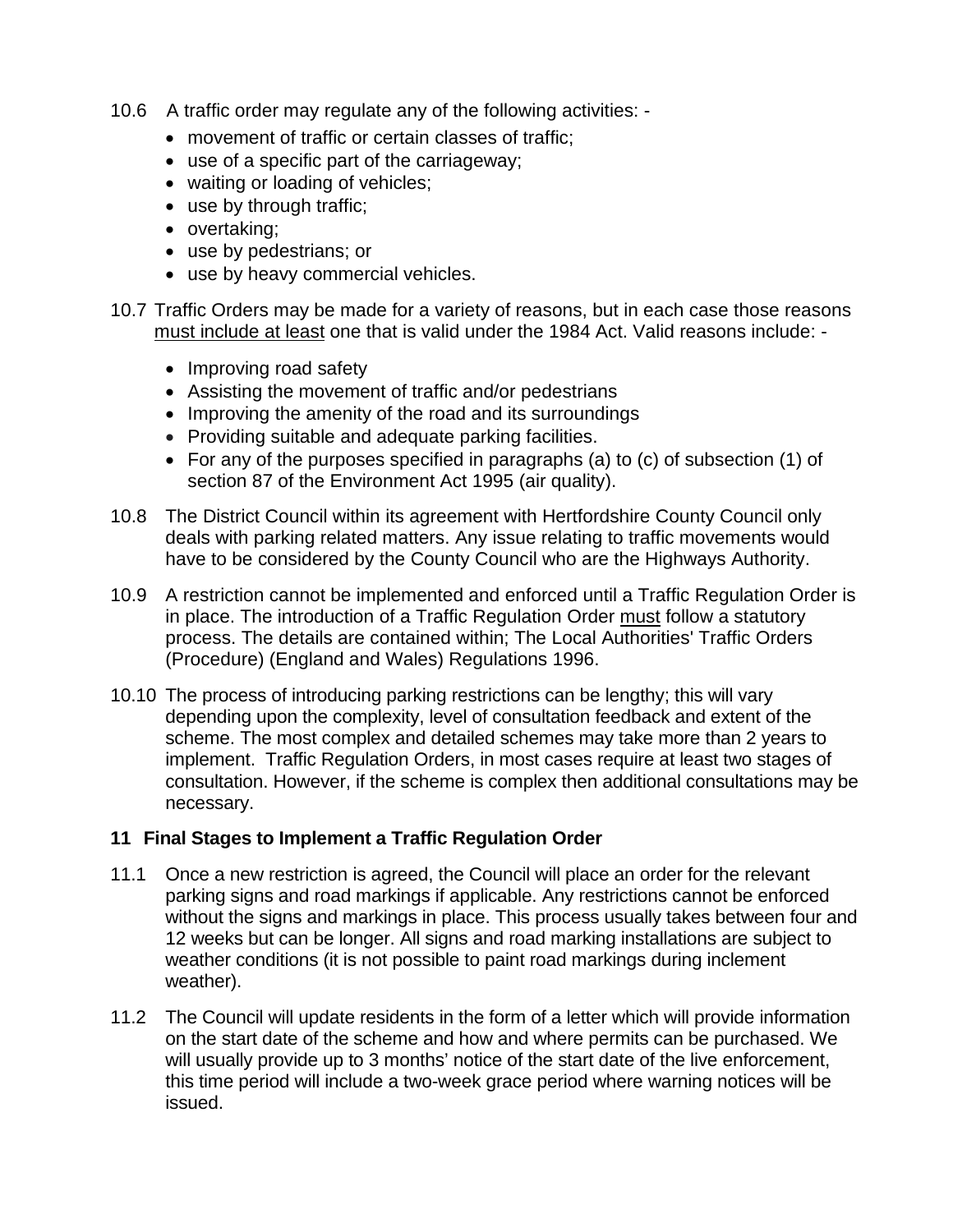10.6 A traffic order may regulate any of the following activities: -

- movement of traffic or certain classes of traffic;
- use of a specific part of the carriageway;
- waiting or loading of vehicles;
- use by through traffic;
- overtaking;
- use by pedestrians; or
- use by heavy commercial vehicles.

10.7 Traffic Orders may be made for a variety of reasons, but in each case those reasons <u>must include at least</u> one that is valid under the 1984 Act. Valid reasons include: -

- Improving road safety
- Assisting the movement of traffic and/or pedestrians
- Improving the amenity of the road and its surroundings
- Providing suitable and adequate parking facilities.
- For any of the purposes specified in paragraphs (a) to (c) of subsection (1) of section 87 of the Environment Act 1995 (air quality).

10.8 The District Council within its agreement with Hertfordshire County Council only deals with parking related matters. Any issue relating to traffic movements would have to be considered by the County Council who are the Highways Authority.

10.9 A restriction cannot be implemented and enforced until a Traffic Regulation Order is in place. The introduction of a Traffic Regulation Order <u>must</u> follow a statutory process. The details are contained within; The Local Authorities' Traffic Orders (Procedure) (England and Wales) Regulations 1996.

10.10 The process of introducing parking restrictions can be lengthy; this will vary depending upon the complexity, level of consultation feedback and extent of the scheme. The most complex and detailed schemes may take more than 2 years to implement. Traffic Regulation Orders, in most cases require at least two stages of consultation. However, if the scheme is complex then additional consultations may be necessary.

## 11 Final Stages to Implement a Traffic Regulation Order

11.1 Once a new restriction is agreed, the Council will place an order for the relevant parking signs and road markings if applicable. Any restrictions cannot be enforced without the signs and markings in place. This process usually takes between four and 12 weeks but can be longer. All signs and road marking installations are subject to weather conditions (it is not possible to paint road markings during inclement weather).

11.2 The Council will update residents in the form of a letter which will provide information on the start date of the scheme and how and where permits can be purchased. We will usually provide up to 3 months' notice of the start date of the live enforcement, this time period will include a two-week grace period where warning notices will be issued.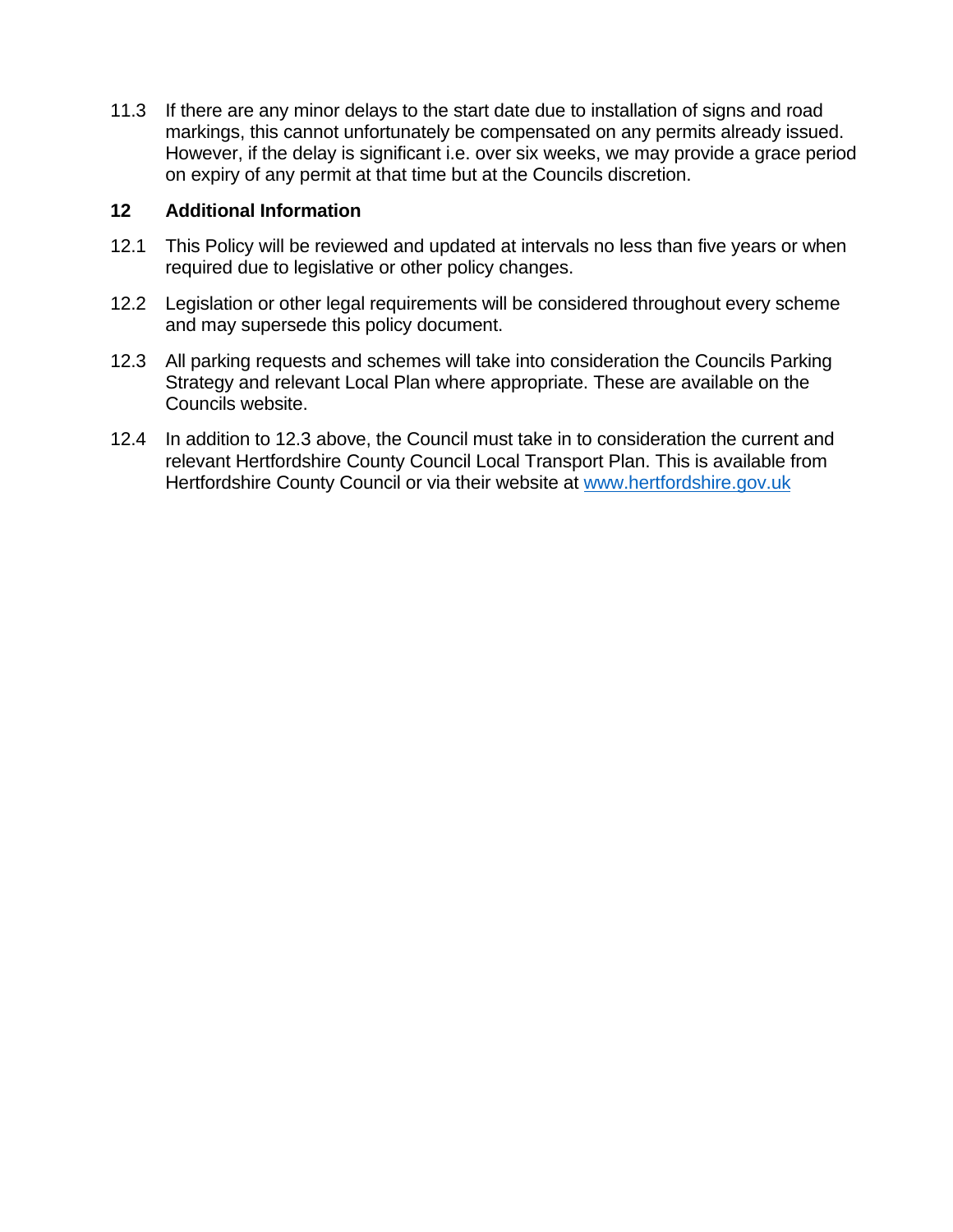11.3 If there are any minor delays to the start date due to installation of signs and road markings, this cannot unfortunately be compensated on any permits already issued. However, if the delay is significant i.e. over six weeks, we may provide a grace period on expiry of any permit at that time but at the Councils discretion.

## 12 Additional Information

12.1 This Policy will be reviewed and updated at intervals no less than five years or when required due to legislative or other policy changes.

12.2 Legislation or other legal requirements will be considered throughout every scheme and may supersede this policy document.

12.3 All parking requests and schemes will take into consideration the Councils Parking Strategy and relevant Local Plan where appropriate. These are available on the Councils website.

12.4 In addition to 12.3 above, the Council must take in to consideration the current and relevant Hertfordshire County Council Local Transport Plan. This is available from Hertfordshire County Council or via their website at [www.hertfordshire.gov.uk](http://www.hertfordshire.gov.uk)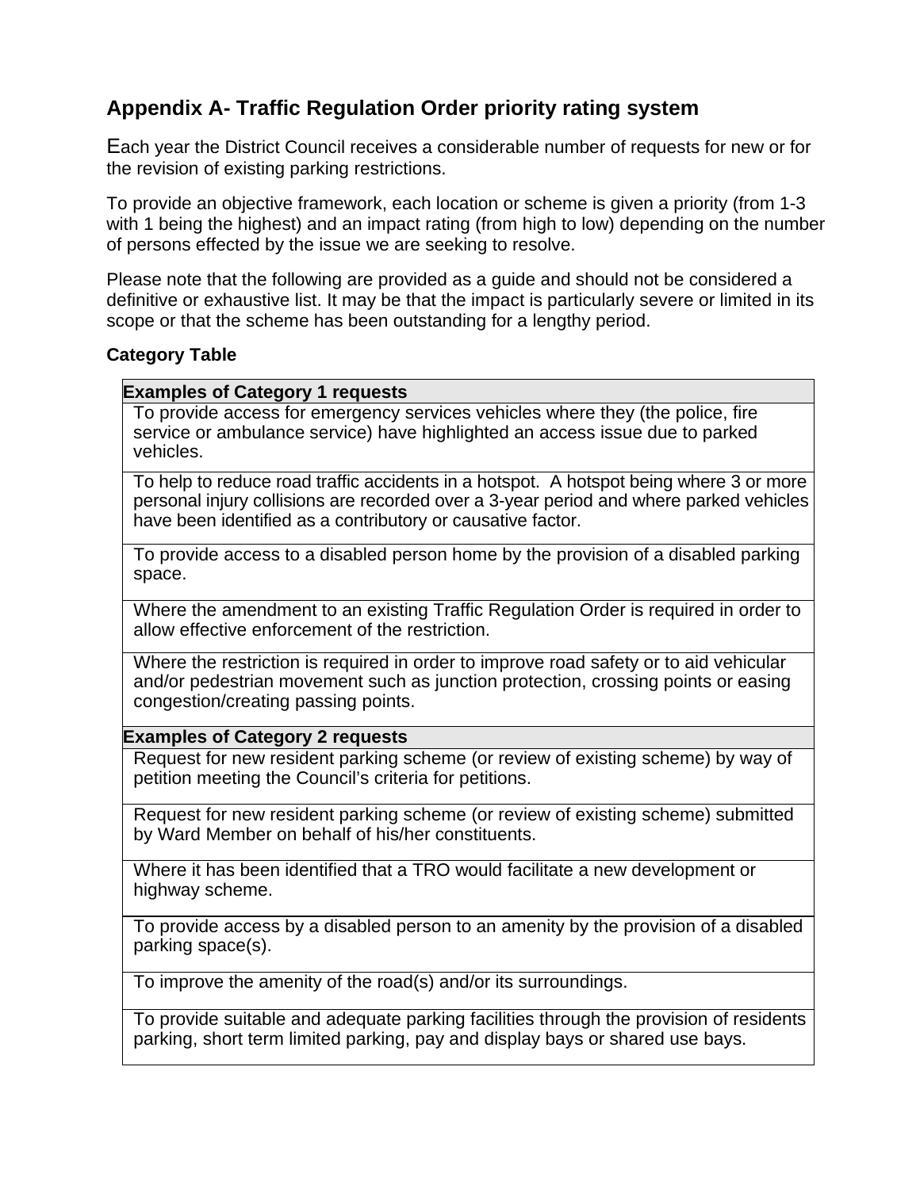## Appendix A- Traffic Regulation Order priority rating system

Each year the District Council receives a considerable number of requests for new or for the revision of existing parking restrictions.

To provide an objective framework, each location or scheme is given a priority (from 1-3 with 1 being the highest) and an impact rating (from high to low) depending on the number of persons effected by the issue we are seeking to resolve.

Please note that the following are provided as a guide and should not be considered a definitive or exhaustive list. It may be that the impact is particularly severe or limited in its scope or that the scheme has been outstanding for a lengthy period.

**Category Table**

| **Examples of Category 1 requests** |
|---|
| To provide access for emergency services vehicles where they (the police, fire service or ambulance service) have highlighted an access issue due to parked vehicles. |
| To help to reduce road traffic accidents in a hotspot. A hotspot being where 3 or more personal injury collisions are recorded over a 3-year period and where parked vehicles have been identified as a contributory or causative factor. |
| To provide access to a disabled person home by the provision of a disabled parking space. |
| Where the amendment to an existing Traffic Regulation Order is required in order to allow effective enforcement of the restriction. |
| Where the restriction is required in order to improve road safety or to aid vehicular and/or pedestrian movement such as junction protection, crossing points or easing congestion/creating passing points. |
| **Examples of Category 2 requests** |
| Request for new resident parking scheme (or review of existing scheme) by way of petition meeting the Council's criteria for petitions. |
| Request for new resident parking scheme (or review of existing scheme) submitted by Ward Member on behalf of his/her constituents. |
| Where it has been identified that a TRO would facilitate a new development or highway scheme. |
| To provide access by a disabled person to an amenity by the provision of a disabled parking space(s). |
| To improve the amenity of the road(s) and/or its surroundings. |
| To provide suitable and adequate parking facilities through the provision of residents parking, short term limited parking, pay and display bays or shared use bays. |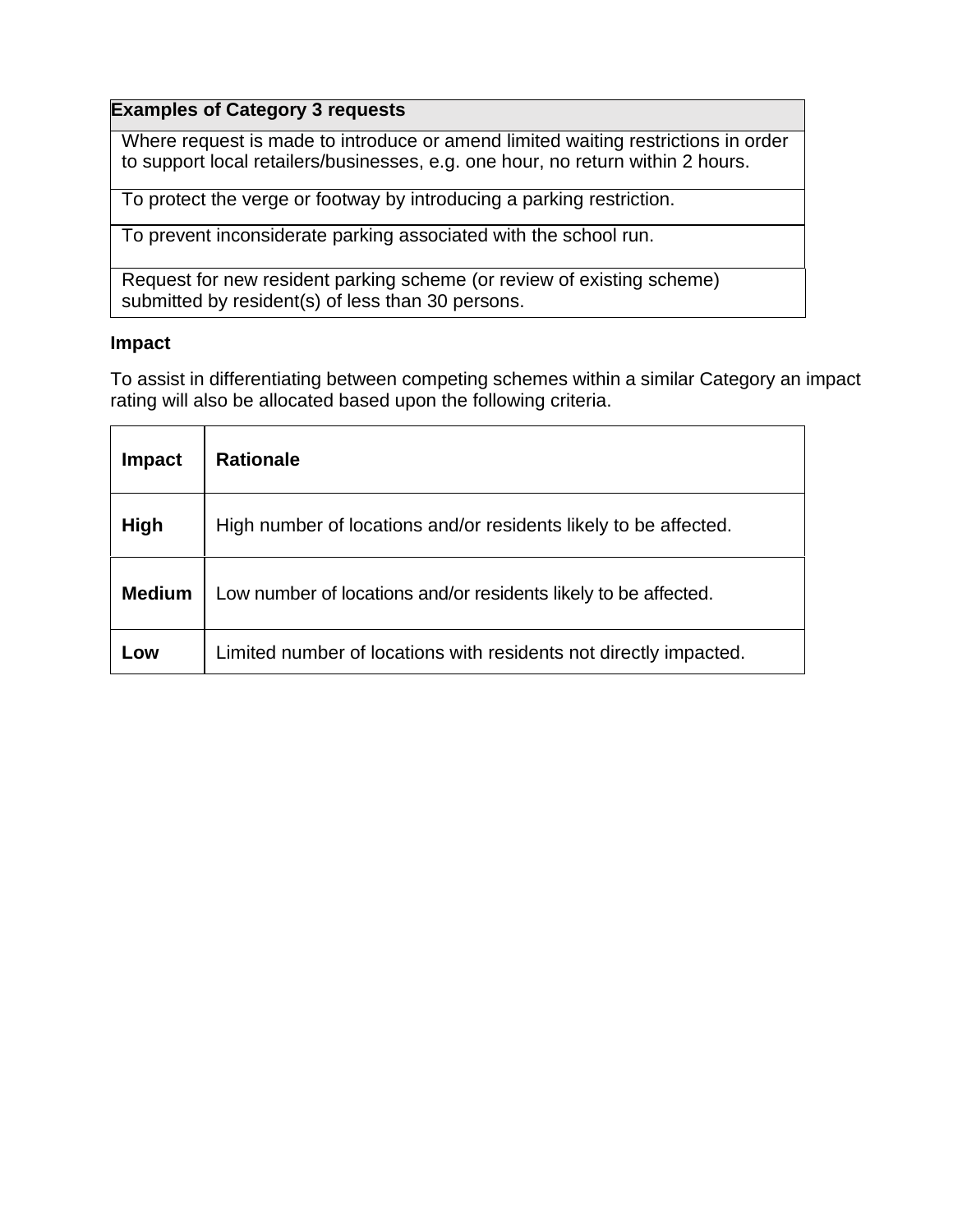| Examples of Category 3 requests |
|---|
| Where request is made to introduce or amend limited waiting restrictions in order to support local retailers/businesses, e.g. one hour, no return within 2 hours. |
| To protect the verge or footway by introducing a parking restriction. |
| To prevent inconsiderate parking associated with the school run. |
| Request for new resident parking scheme (or review of existing scheme) submitted by resident(s) of less than 30 persons. |

**Impact**

To assist in differentiating between competing schemes within a similar Category an impact rating will also be allocated based upon the following criteria.

| Impact | Rationale |
|---|---|
| **High** | High number of locations and/or residents likely to be affected. |
| **Medium** | Low number of locations and/or residents likely to be affected. |
| **Low** | Limited number of locations with residents not directly impacted. |